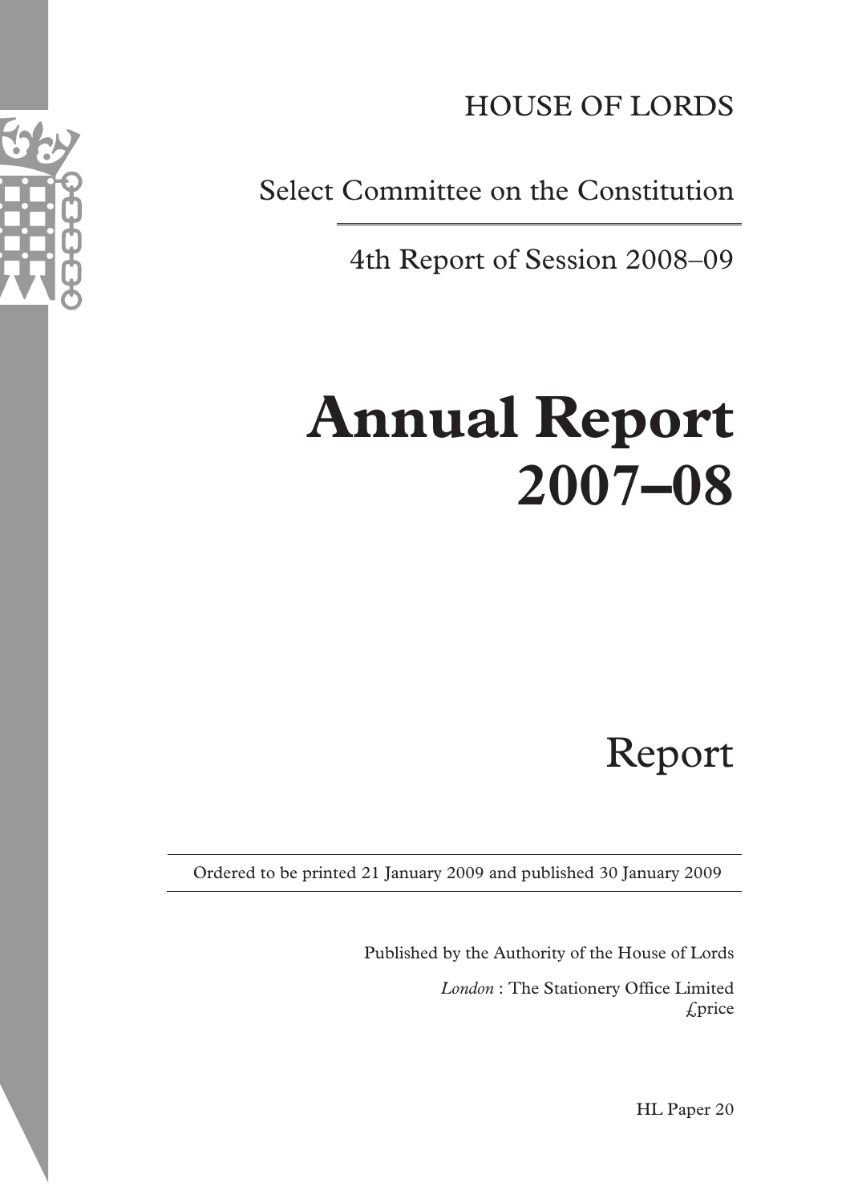HOUSE OF LORDS

Select Committee on the Constitution

4th Report of Session 2008–09

# Annual Report 2007–08

## Report

Ordered to be printed 21 January 2009 and published 30 January 2009

Published by the Authority of the House of Lords

*London* : The Stationery Office Limited
£price

HL Paper 20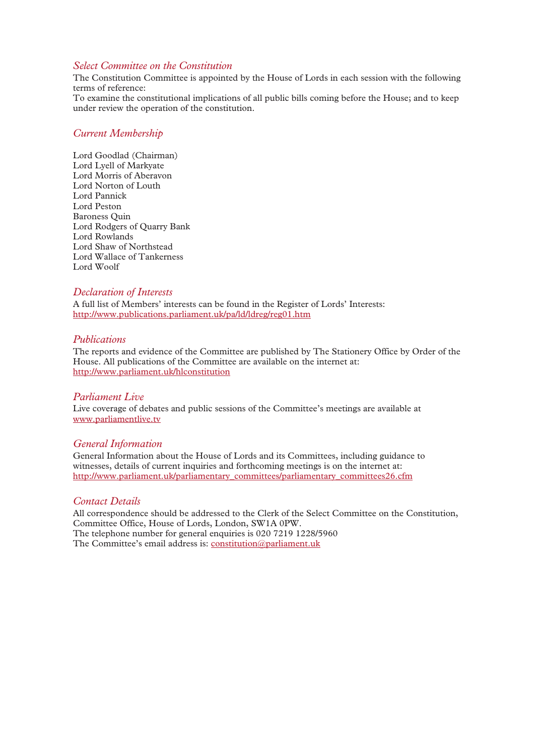## *Select Committee on the Constitution*

The Constitution Committee is appointed by the House of Lords in each session with the following terms of reference:

To examine the constitutional implications of all public bills coming before the House; and to keep under review the operation of the constitution.

## *Current Membership*

Lord Goodlad (Chairman)
Lord Lyell of Markyate
Lord Morris of Aberavon
Lord Norton of Louth
Lord Pannick
Lord Peston
Baroness Quin
Lord Rodgers of Quarry Bank
Lord Rowlands
Lord Shaw of Northstead
Lord Wallace of Tankerness
Lord Woolf

## *Declaration of Interests*

A full list of Members' interests can be found in the Register of Lords' Interests:
http://www.publications.parliament.uk/pa/ld/ldreg/reg01.htm

## *Publications*

The reports and evidence of the Committee are published by The Stationery Office by Order of the House. All publications of the Committee are available on the internet at:
http://www.parliament.uk/hlconstitution

## *Parliament Live*

Live coverage of debates and public sessions of the Committee's meetings are available at
www.parliamentlive.tv

## *General Information*

General Information about the House of Lords and its Committees, including guidance to witnesses, details of current inquiries and forthcoming meetings is on the internet at:
http://www.parliament.uk/parliamentary_committees/parliamentary_committees26.cfm

## *Contact Details*

All correspondence should be addressed to the Clerk of the Select Committee on the Constitution, Committee Office, House of Lords, London, SW1A 0PW.
The telephone number for general enquiries is 020 7219 1228/5960
The Committee's email address is: constitution@parliament.uk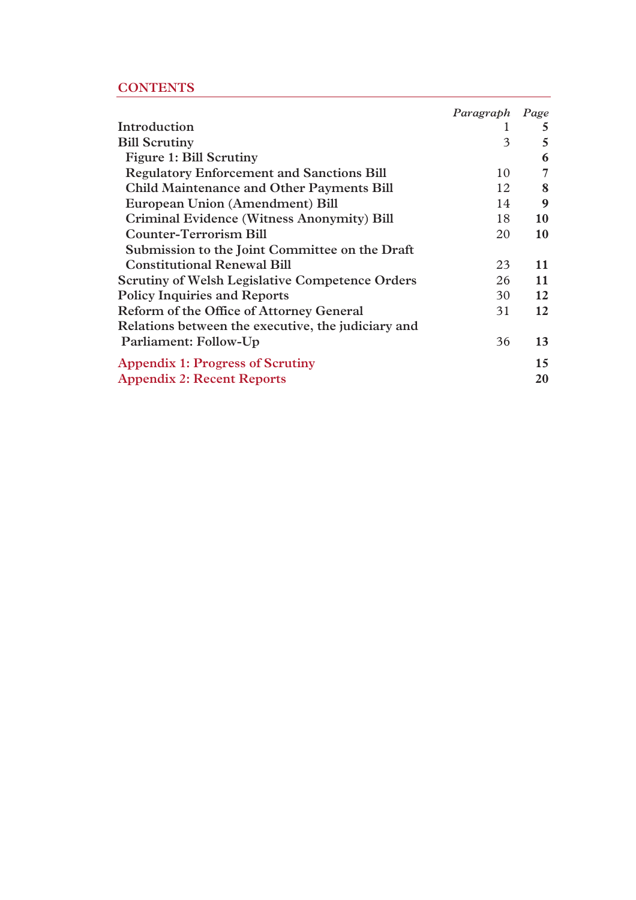## CONTENTS

| | *Paragraph* | *Page* |
|---|---|---|
| **Introduction** | 1 | **5** |
| **Bill Scrutiny** | 3 | **5** |
| **Figure 1: Bill Scrutiny** | | **6** |
| **Regulatory Enforcement and Sanctions Bill** | 10 | **7** |
| **Child Maintenance and Other Payments Bill** | 12 | **8** |
| **European Union (Amendment) Bill** | 14 | **9** |
| **Criminal Evidence (Witness Anonymity) Bill** | 18 | **10** |
| **Counter-Terrorism Bill** | 20 | **10** |
| **Submission to the Joint Committee on the Draft Constitutional Renewal Bill** | 23 | **11** |
| **Scrutiny of Welsh Legislative Competence Orders** | 26 | **11** |
| **Policy Inquiries and Reports** | 30 | **12** |
| **Reform of the Office of Attorney General** | 31 | **12** |
| **Relations between the executive, the judiciary and Parliament: Follow-Up** | 36 | **13** |
| **Appendix 1: Progress of Scrutiny** | | **15** |
| **Appendix 2: Recent Reports** | | **20** |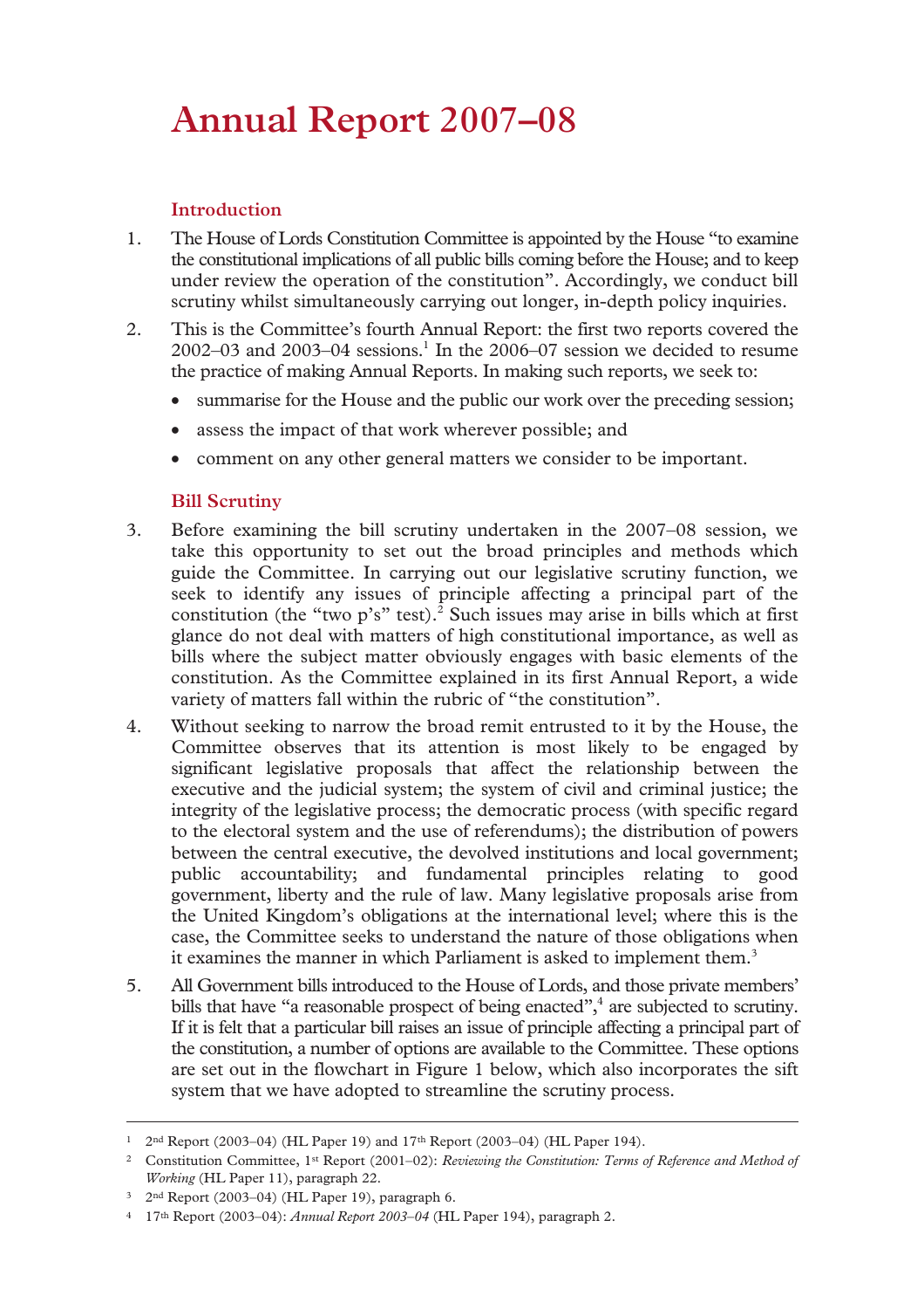# Annual Report 2007–08

## Introduction

1. The House of Lords Constitution Committee is appointed by the House "to examine the constitutional implications of all public bills coming before the House; and to keep under review the operation of the constitution". Accordingly, we conduct bill scrutiny whilst simultaneously carrying out longer, in-depth policy inquiries.

2. This is the Committee's fourth Annual Report: the first two reports covered the 2002–03 and 2003–04 sessions.[1] In the 2006–07 session we decided to resume the practice of making Annual Reports. In making such reports, we seek to:
   - summarise for the House and the public our work over the preceding session;
   - assess the impact of that work wherever possible; and
   - comment on any other general matters we consider to be important.

## Bill Scrutiny

3. Before examining the bill scrutiny undertaken in the 2007–08 session, we take this opportunity to set out the broad principles and methods which guide the Committee. In carrying out our legislative scrutiny function, we seek to identify any issues of principle affecting a principal part of the constitution (the "two p's" test).[2] Such issues may arise in bills which at first glance do not deal with matters of high constitutional importance, as well as bills where the subject matter obviously engages with basic elements of the constitution. As the Committee explained in its first Annual Report, a wide variety of matters fall within the rubric of "the constitution".

4. Without seeking to narrow the broad remit entrusted to it by the House, the Committee observes that its attention is most likely to be engaged by significant legislative proposals that affect the relationship between the executive and the judicial system; the system of civil and criminal justice; the integrity of the legislative process; the democratic process (with specific regard to the electoral system and the use of referendums); the distribution of powers between the central executive, the devolved institutions and local government; public accountability; and fundamental principles relating to good government, liberty and the rule of law. Many legislative proposals arise from the United Kingdom's obligations at the international level; where this is the case, the Committee seeks to understand the nature of those obligations when it examines the manner in which Parliament is asked to implement them.[3]

5. All Government bills introduced to the House of Lords, and those private members' bills that have "a reasonable prospect of being enacted",[4] are subjected to scrutiny. If it is felt that a particular bill raises an issue of principle affecting a principal part of the constitution, a number of options are available to the Committee. These options are set out in the flowchart in Figure 1 below, which also incorporates the sift system that we have adopted to streamline the scrutiny process.

---

[1] 2nd Report (2003–04) (HL Paper 19) and 17th Report (2003–04) (HL Paper 194).

[2] Constitution Committee, 1st Report (2001–02): *Reviewing the Constitution: Terms of Reference and Method of Working* (HL Paper 11), paragraph 22.

[3] 2nd Report (2003–04) (HL Paper 19), paragraph 6.

[4] 17th Report (2003–04): *Annual Report 2003–04* (HL Paper 194), paragraph 2.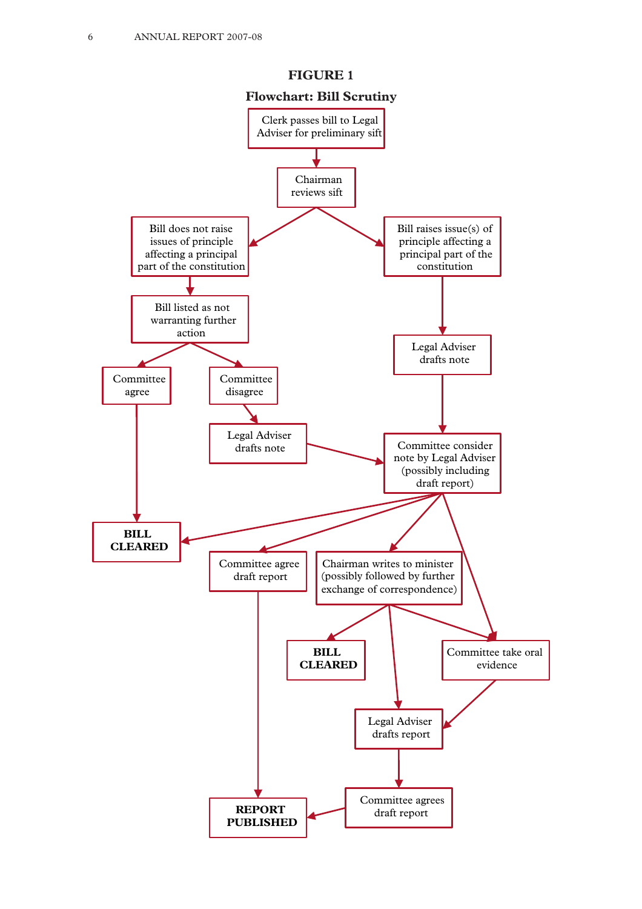# FIGURE 1

## Flowchart: Bill Scrutiny

Clerk passes bill to Legal Adviser for preliminary sift

Chairman reviews sift

Bill does not raise issues of principle affecting a principal part of the constitution

Bill raises issue(s) of principle affecting a principal part of the constitution

Bill listed as not warranting further action

Legal Adviser drafts note

Committee agree

Committee disagree

Legal Adviser drafts note

Committee consider note by Legal Adviser (possibly including draft report)

**BILL CLEARED**

Committee agree draft report

Chairman writes to minister (possibly followed by further exchange of correspondence)

**BILL CLEARED**

Committee take oral evidence

Legal Adviser drafts report

**REPORT PUBLISHED**

Committee agrees draft report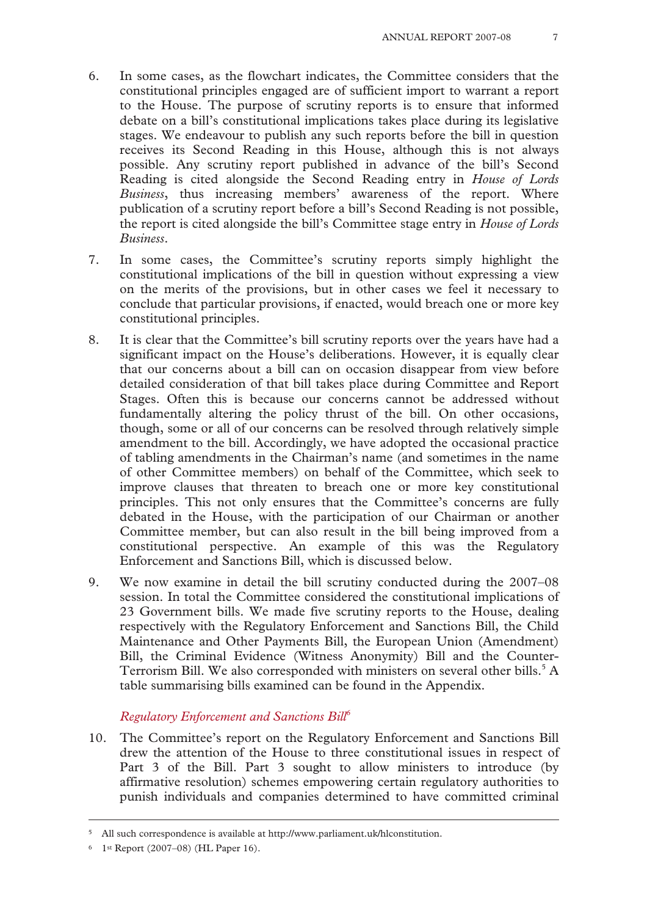6. In some cases, as the flowchart indicates, the Committee considers that the constitutional principles engaged are of sufficient import to warrant a report to the House. The purpose of scrutiny reports is to ensure that informed debate on a bill's constitutional implications takes place during its legislative stages. We endeavour to publish any such reports before the bill in question receives its Second Reading in this House, although this is not always possible. Any scrutiny report published in advance of the bill's Second Reading is cited alongside the Second Reading entry in *House of Lords Business*, thus increasing members' awareness of the report. Where publication of a scrutiny report before a bill's Second Reading is not possible, the report is cited alongside the bill's Committee stage entry in *House of Lords Business*.

7. In some cases, the Committee's scrutiny reports simply highlight the constitutional implications of the bill in question without expressing a view on the merits of the provisions, but in other cases we feel it necessary to conclude that particular provisions, if enacted, would breach one or more key constitutional principles.

8. It is clear that the Committee's bill scrutiny reports over the years have had a significant impact on the House's deliberations. However, it is equally clear that our concerns about a bill can on occasion disappear from view before detailed consideration of that bill takes place during Committee and Report Stages. Often this is because our concerns cannot be addressed without fundamentally altering the policy thrust of the bill. On other occasions, though, some or all of our concerns can be resolved through relatively simple amendment to the bill. Accordingly, we have adopted the occasional practice of tabling amendments in the Chairman's name (and sometimes in the name of other Committee members) on behalf of the Committee, which seek to improve clauses that threaten to breach one or more key constitutional principles. This not only ensures that the Committee's concerns are fully debated in the House, with the participation of our Chairman or another Committee member, but can also result in the bill being improved from a constitutional perspective. An example of this was the Regulatory Enforcement and Sanctions Bill, which is discussed below.

9. We now examine in detail the bill scrutiny conducted during the 2007–08 session. In total the Committee considered the constitutional implications of 23 Government bills. We made five scrutiny reports to the House, dealing respectively with the Regulatory Enforcement and Sanctions Bill, the Child Maintenance and Other Payments Bill, the European Union (Amendment) Bill, the Criminal Evidence (Witness Anonymity) Bill and the Counter-Terrorism Bill. We also corresponded with ministers on several other bills.[5] A table summarising bills examined can be found in the Appendix.

### *Regulatory Enforcement and Sanctions Bill*[6]

10. The Committee's report on the Regulatory Enforcement and Sanctions Bill drew the attention of the House to three constitutional issues in respect of Part 3 of the Bill. Part 3 sought to allow ministers to introduce (by affirmative resolution) schemes empowering certain regulatory authorities to punish individuals and companies determined to have committed criminal

---

[5] All such correspondence is available at http://www.parliament.uk/hlconstitution.

[6] 1st Report (2007–08) (HL Paper 16).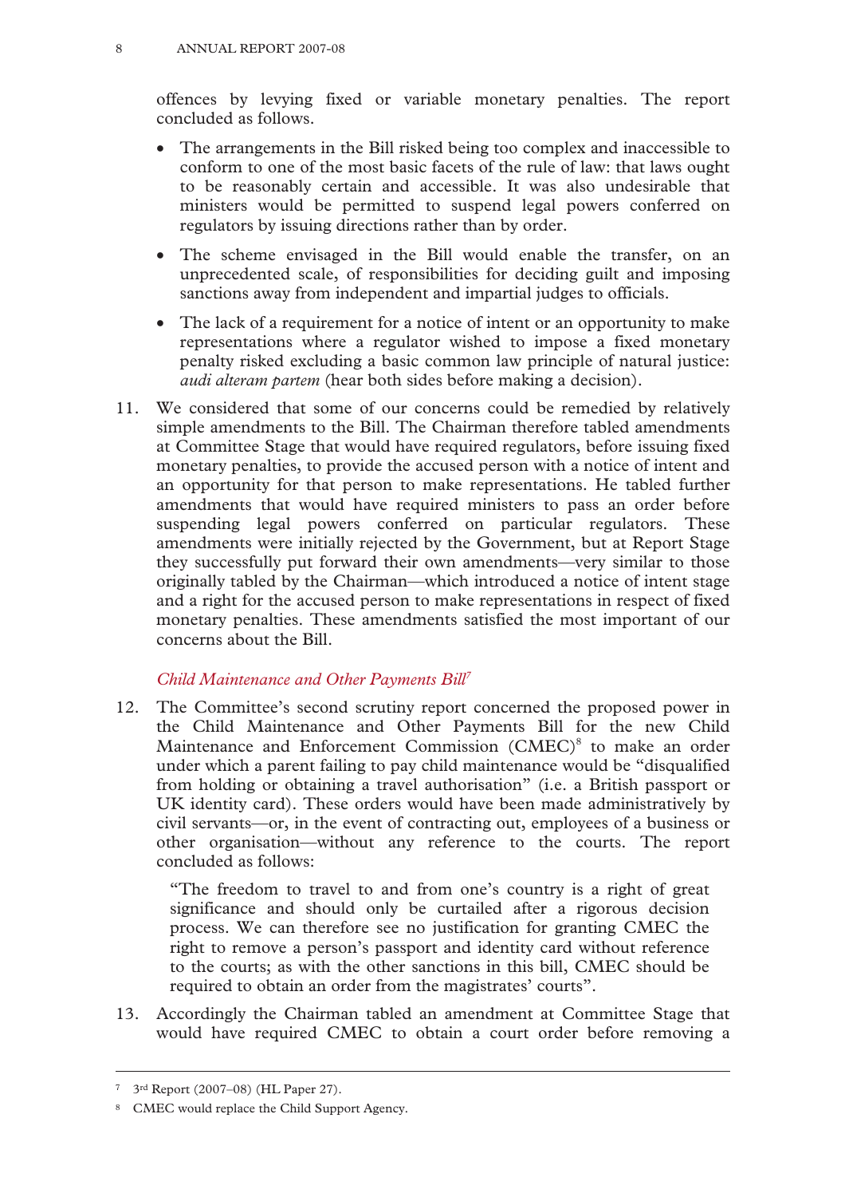offences by levying fixed or variable monetary penalties. The report concluded as follows.

- The arrangements in the Bill risked being too complex and inaccessible to conform to one of the most basic facets of the rule of law: that laws ought to be reasonably certain and accessible. It was also undesirable that ministers would be permitted to suspend legal powers conferred on regulators by issuing directions rather than by order.
- The scheme envisaged in the Bill would enable the transfer, on an unprecedented scale, of responsibilities for deciding guilt and imposing sanctions away from independent and impartial judges to officials.
- The lack of a requirement for a notice of intent or an opportunity to make representations where a regulator wished to impose a fixed monetary penalty risked excluding a basic common law principle of natural justice: *audi alteram partem* (hear both sides before making a decision).

11. We considered that some of our concerns could be remedied by relatively simple amendments to the Bill. The Chairman therefore tabled amendments at Committee Stage that would have required regulators, before issuing fixed monetary penalties, to provide the accused person with a notice of intent and an opportunity for that person to make representations. He tabled further amendments that would have required ministers to pass an order before suspending legal powers conferred on particular regulators. These amendments were initially rejected by the Government, but at Report Stage they successfully put forward their own amendments—very similar to those originally tabled by the Chairman—which introduced a notice of intent stage and a right for the accused person to make representations in respect of fixed monetary penalties. These amendments satisfied the most important of our concerns about the Bill.

### *Child Maintenance and Other Payments Bill*[7]

12. The Committee's second scrutiny report concerned the proposed power in the Child Maintenance and Other Payments Bill for the new Child Maintenance and Enforcement Commission (CMEC)[8] to make an order under which a parent failing to pay child maintenance would be "disqualified from holding or obtaining a travel authorisation" (i.e. a British passport or UK identity card). These orders would have been made administratively by civil servants—or, in the event of contracting out, employees of a business or other organisation—without any reference to the courts. The report concluded as follows:

> "The freedom to travel to and from one's country is a right of great significance and should only be curtailed after a rigorous decision process. We can therefore see no justification for granting CMEC the right to remove a person's passport and identity card without reference to the courts; as with the other sanctions in this bill, CMEC should be required to obtain an order from the magistrates' courts".

13. Accordingly the Chairman tabled an amendment at Committee Stage that would have required CMEC to obtain a court order before removing a

---

[7] 3rd Report (2007–08) (HL Paper 27).

[8] CMEC would replace the Child Support Agency.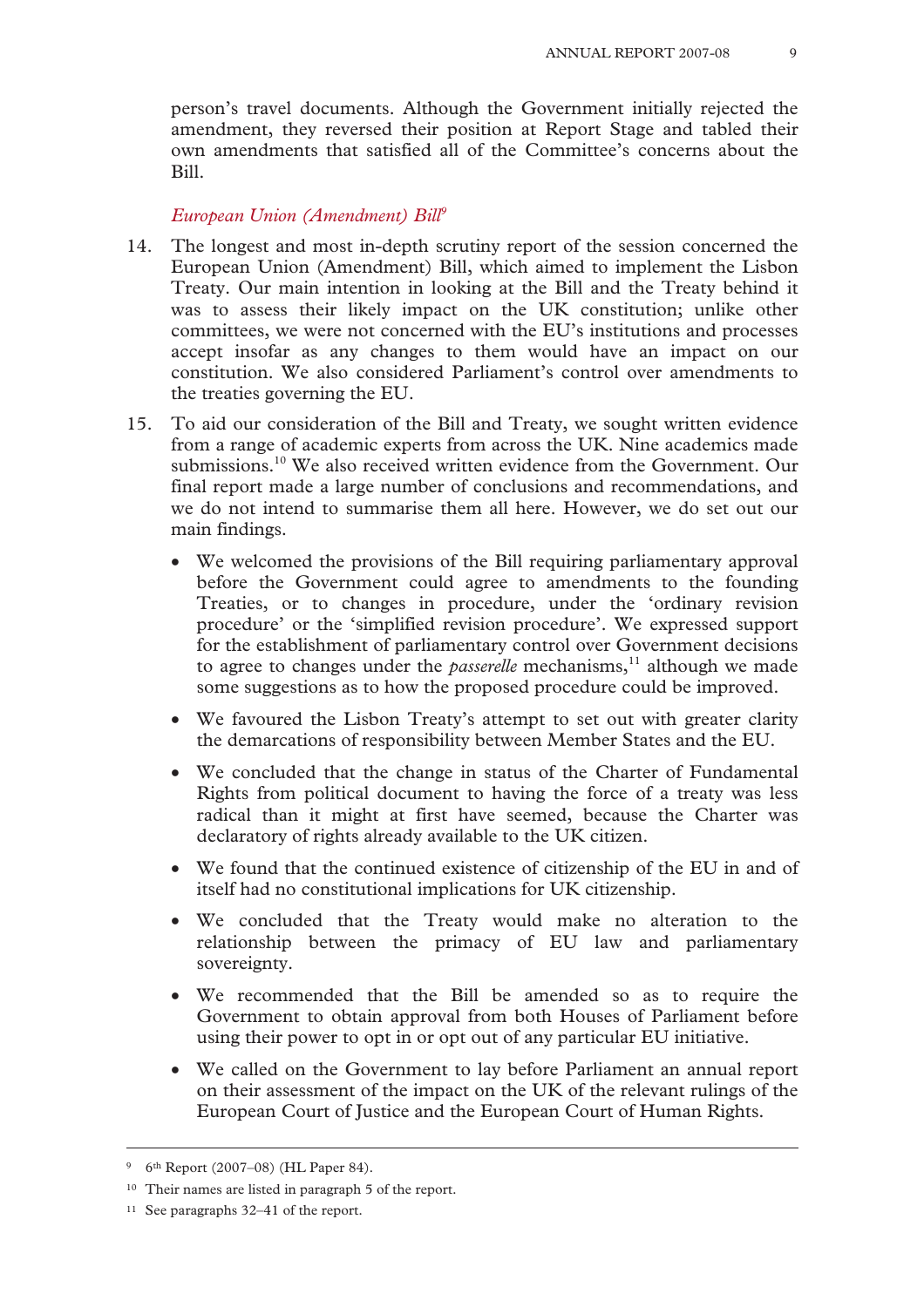person's travel documents. Although the Government initially rejected the amendment, they reversed their position at Report Stage and tabled their own amendments that satisfied all of the Committee's concerns about the Bill.

### *European Union (Amendment) Bill*[9]

14. The longest and most in-depth scrutiny report of the session concerned the European Union (Amendment) Bill, which aimed to implement the Lisbon Treaty. Our main intention in looking at the Bill and the Treaty behind it was to assess their likely impact on the UK constitution; unlike other committees, we were not concerned with the EU's institutions and processes accept insofar as any changes to them would have an impact on our constitution. We also considered Parliament's control over amendments to the treaties governing the EU.

15. To aid our consideration of the Bill and Treaty, we sought written evidence from a range of academic experts from across the UK. Nine academics made submissions.[10] We also received written evidence from the Government. Our final report made a large number of conclusions and recommendations, and we do not intend to summarise them all here. However, we do set out our main findings.

- We welcomed the provisions of the Bill requiring parliamentary approval before the Government could agree to amendments to the founding Treaties, or to changes in procedure, under the 'ordinary revision procedure' or the 'simplified revision procedure'. We expressed support for the establishment of parliamentary control over Government decisions to agree to changes under the *passerelle* mechanisms,[11] although we made some suggestions as to how the proposed procedure could be improved.
- We favoured the Lisbon Treaty's attempt to set out with greater clarity the demarcations of responsibility between Member States and the EU.
- We concluded that the change in status of the Charter of Fundamental Rights from political document to having the force of a treaty was less radical than it might at first have seemed, because the Charter was declaratory of rights already available to the UK citizen.
- We found that the continued existence of citizenship of the EU in and of itself had no constitutional implications for UK citizenship.
- We concluded that the Treaty would make no alteration to the relationship between the primacy of EU law and parliamentary sovereignty.
- We recommended that the Bill be amended so as to require the Government to obtain approval from both Houses of Parliament before using their power to opt in or opt out of any particular EU initiative.
- We called on the Government to lay before Parliament an annual report on their assessment of the impact on the UK of the relevant rulings of the European Court of Justice and the European Court of Human Rights.

---

[9] 6th Report (2007–08) (HL Paper 84).

[10] Their names are listed in paragraph 5 of the report.

[11] See paragraphs 32–41 of the report.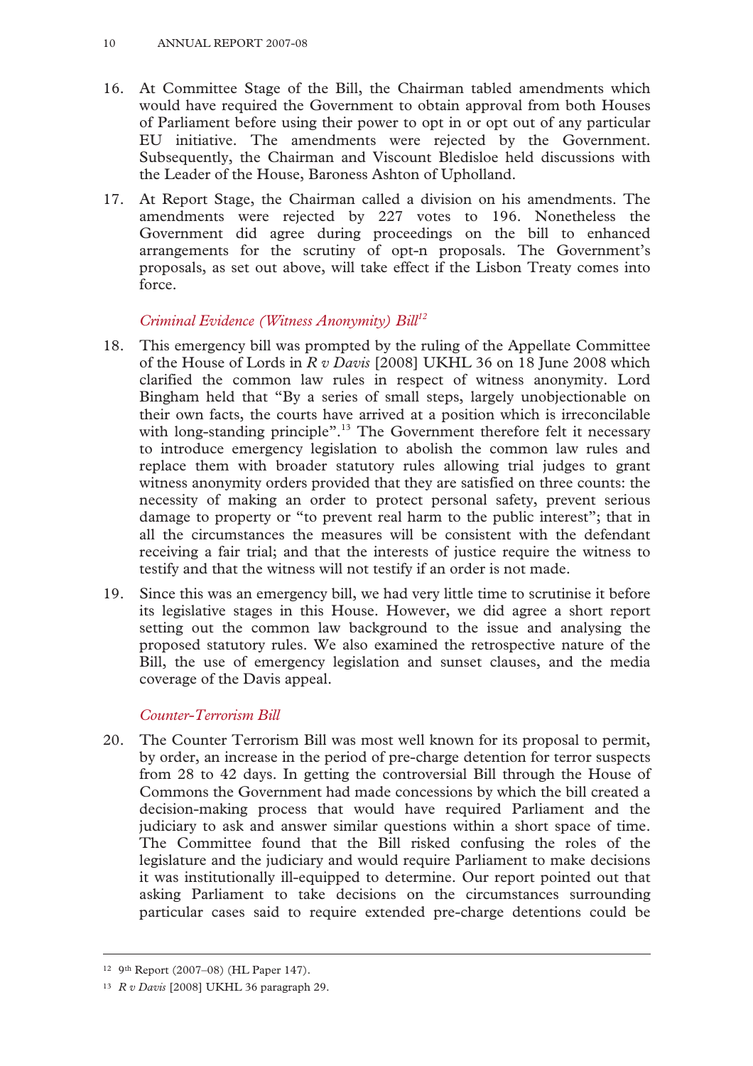16. At Committee Stage of the Bill, the Chairman tabled amendments which would have required the Government to obtain approval from both Houses of Parliament before using their power to opt in or opt out of any particular EU initiative. The amendments were rejected by the Government. Subsequently, the Chairman and Viscount Bledisloe held discussions with the Leader of the House, Baroness Ashton of Upholland.

17. At Report Stage, the Chairman called a division on his amendments. The amendments were rejected by 227 votes to 196. Nonetheless the Government did agree during proceedings on the bill to enhanced arrangements for the scrutiny of opt-n proposals. The Government's proposals, as set out above, will take effect if the Lisbon Treaty comes into force.

### *Criminal Evidence (Witness Anonymity) Bill*[12]

18. This emergency bill was prompted by the ruling of the Appellate Committee of the House of Lords in *R v Davis* [2008] UKHL 36 on 18 June 2008 which clarified the common law rules in respect of witness anonymity. Lord Bingham held that "By a series of small steps, largely unobjectionable on their own facts, the courts have arrived at a position which is irreconcilable with long-standing principle".[13] The Government therefore felt it necessary to introduce emergency legislation to abolish the common law rules and replace them with broader statutory rules allowing trial judges to grant witness anonymity orders provided that they are satisfied on three counts: the necessity of making an order to protect personal safety, prevent serious damage to property or "to prevent real harm to the public interest"; that in all the circumstances the measures will be consistent with the defendant receiving a fair trial; and that the interests of justice require the witness to testify and that the witness will not testify if an order is not made.

19. Since this was an emergency bill, we had very little time to scrutinise it before its legislative stages in this House. However, we did agree a short report setting out the common law background to the issue and analysing the proposed statutory rules. We also examined the retrospective nature of the Bill, the use of emergency legislation and sunset clauses, and the media coverage of the Davis appeal.

### *Counter-Terrorism Bill*

20. The Counter Terrorism Bill was most well known for its proposal to permit, by order, an increase in the period of pre-charge detention for terror suspects from 28 to 42 days. In getting the controversial Bill through the House of Commons the Government had made concessions by which the bill created a decision-making process that would have required Parliament and the judiciary to ask and answer similar questions within a short space of time. The Committee found that the Bill risked confusing the roles of the legislature and the judiciary and would require Parliament to make decisions it was institutionally ill-equipped to determine. Our report pointed out that asking Parliament to take decisions on the circumstances surrounding particular cases said to require extended pre-charge detentions could be

---

[12] 9th Report (2007–08) (HL Paper 147).

[13] *R v Davis* [2008] UKHL 36 paragraph 29.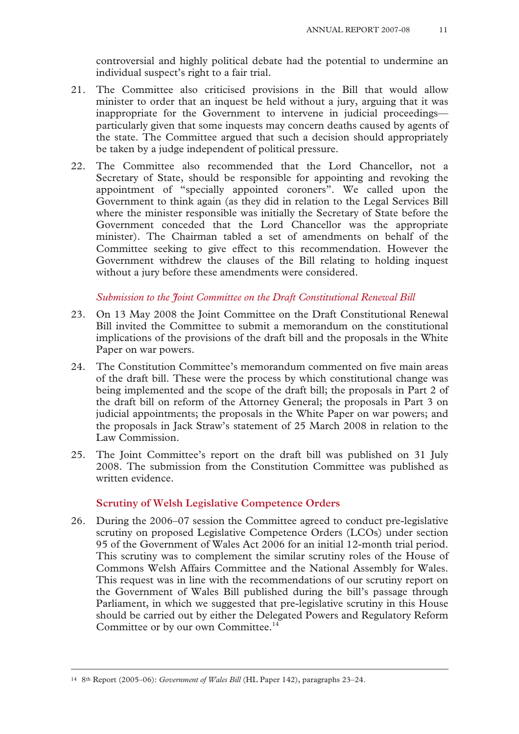controversial and highly political debate had the potential to undermine an individual suspect's right to a fair trial.

21. The Committee also criticised provisions in the Bill that would allow minister to order that an inquest be held without a jury, arguing that it was inappropriate for the Government to intervene in judicial proceedings—particularly given that some inquests may concern deaths caused by agents of the state. The Committee argued that such a decision should appropriately be taken by a judge independent of political pressure.

22. The Committee also recommended that the Lord Chancellor, not a Secretary of State, should be responsible for appointing and revoking the appointment of "specially appointed coroners". We called upon the Government to think again (as they did in relation to the Legal Services Bill where the minister responsible was initially the Secretary of State before the Government conceded that the Lord Chancellor was the appropriate minister). The Chairman tabled a set of amendments on behalf of the Committee seeking to give effect to this recommendation. However the Government withdrew the clauses of the Bill relating to holding inquest without a jury before these amendments were considered.

*Submission to the Joint Committee on the Draft Constitutional Renewal Bill*

23. On 13 May 2008 the Joint Committee on the Draft Constitutional Renewal Bill invited the Committee to submit a memorandum on the constitutional implications of the provisions of the draft bill and the proposals in the White Paper on war powers.

24. The Constitution Committee's memorandum commented on five main areas of the draft bill. These were the process by which constitutional change was being implemented and the scope of the draft bill; the proposals in Part 2 of the draft bill on reform of the Attorney General; the proposals in Part 3 on judicial appointments; the proposals in the White Paper on war powers; and the proposals in Jack Straw's statement of 25 March 2008 in relation to the Law Commission.

25. The Joint Committee's report on the draft bill was published on 31 July 2008. The submission from the Constitution Committee was published as written evidence.

### Scrutiny of Welsh Legislative Competence Orders

26. During the 2006–07 session the Committee agreed to conduct pre-legislative scrutiny on proposed Legislative Competence Orders (LCOs) under section 95 of the Government of Wales Act 2006 for an initial 12-month trial period. This scrutiny was to complement the similar scrutiny roles of the House of Commons Welsh Affairs Committee and the National Assembly for Wales. This request was in line with the recommendations of our scrutiny report on the Government of Wales Bill published during the bill's passage through Parliament, in which we suggested that pre-legislative scrutiny in this House should be carried out by either the Delegated Powers and Regulatory Reform Committee or by our own Committee.[14]

---

[14] 8th Report (2005–06): *Government of Wales Bill* (HL Paper 142), paragraphs 23–24.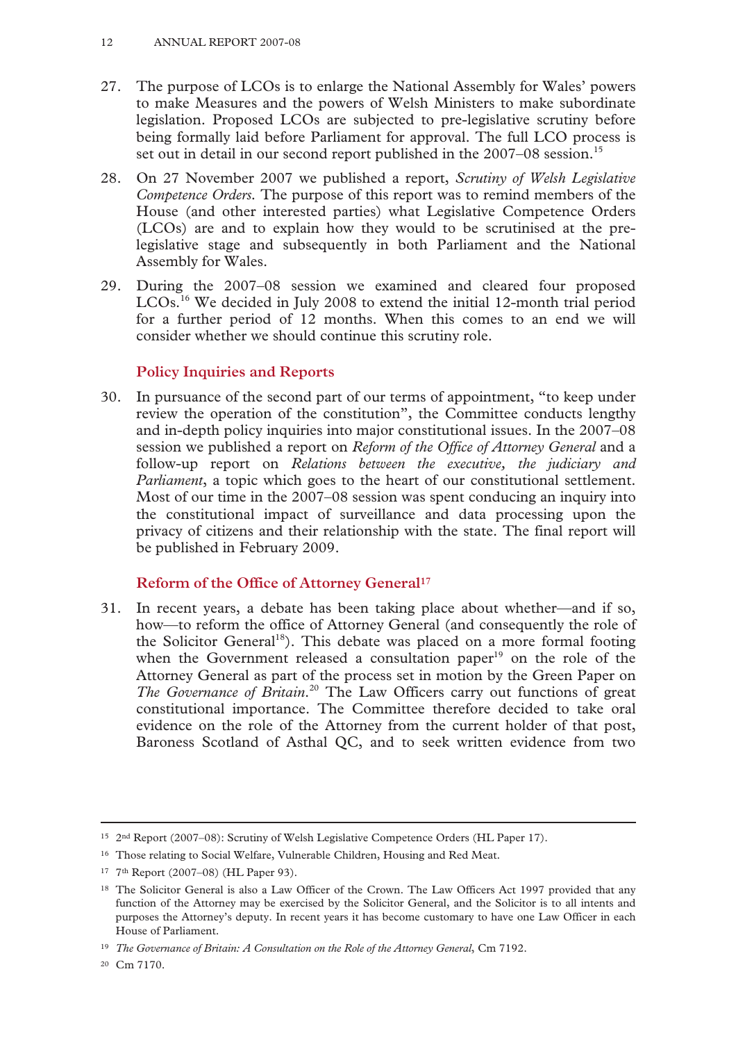27. The purpose of LCOs is to enlarge the National Assembly for Wales' powers to make Measures and the powers of Welsh Ministers to make subordinate legislation. Proposed LCOs are subjected to pre-legislative scrutiny before being formally laid before Parliament for approval. The full LCO process is set out in detail in our second report published in the 2007–08 session.[15]

28. On 27 November 2007 we published a report, *Scrutiny of Welsh Legislative Competence Orders*. The purpose of this report was to remind members of the House (and other interested parties) what Legislative Competence Orders (LCOs) are and to explain how they would to be scrutinised at the pre-legislative stage and subsequently in both Parliament and the National Assembly for Wales.

29. During the 2007–08 session we examined and cleared four proposed LCOs.[16] We decided in July 2008 to extend the initial 12-month trial period for a further period of 12 months. When this comes to an end we will consider whether we should continue this scrutiny role.

### Policy Inquiries and Reports

30. In pursuance of the second part of our terms of appointment, "to keep under review the operation of the constitution", the Committee conducts lengthy and in-depth policy inquiries into major constitutional issues. In the 2007–08 session we published a report on *Reform of the Office of Attorney General* and a follow-up report on *Relations between the executive, the judiciary and Parliament*, a topic which goes to the heart of our constitutional settlement. Most of our time in the 2007–08 session was spent conducing an inquiry into the constitutional impact of surveillance and data processing upon the privacy of citizens and their relationship with the state. The final report will be published in February 2009.

### Reform of the Office of Attorney General[17]

31. In recent years, a debate has been taking place about whether—and if so, how—to reform the office of Attorney General (and consequently the role of the Solicitor General[18]). This debate was placed on a more formal footing when the Government released a consultation paper[19] on the role of the Attorney General as part of the process set in motion by the Green Paper on *The Governance of Britain*.[20] The Law Officers carry out functions of great constitutional importance. The Committee therefore decided to take oral evidence on the role of the Attorney from the current holder of that post, Baroness Scotland of Asthal QC, and to seek written evidence from two

---

[15] 2nd Report (2007–08): Scrutiny of Welsh Legislative Competence Orders (HL Paper 17).

[16] Those relating to Social Welfare, Vulnerable Children, Housing and Red Meat.

[17] 7th Report (2007–08) (HL Paper 93).

[18] The Solicitor General is also a Law Officer of the Crown. The Law Officers Act 1997 provided that any function of the Attorney may be exercised by the Solicitor General, and the Solicitor is to all intents and purposes the Attorney's deputy. In recent years it has become customary to have one Law Officer in each House of Parliament.

[19] *The Governance of Britain: A Consultation on the Role of the Attorney General*, Cm 7192.

[20] Cm 7170.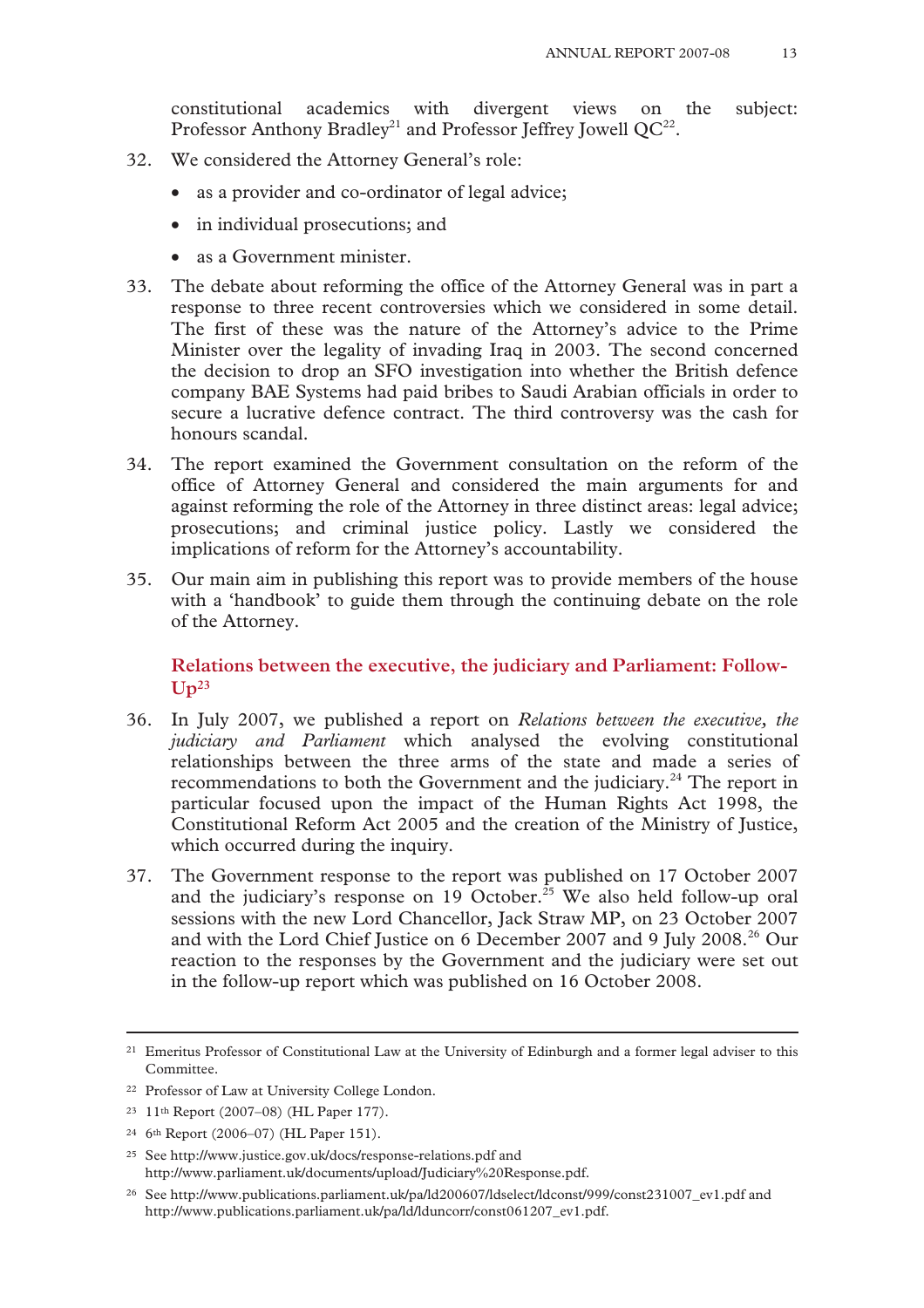constitutional academics with divergent views on the subject: Professor Anthony Bradley[21] and Professor Jeffrey Jowell QC[22].

32. We considered the Attorney General's role:

 - as a provider and co-ordinator of legal advice;
 - in individual prosecutions; and
 - as a Government minister.

33. The debate about reforming the office of the Attorney General was in part a response to three recent controversies which we considered in some detail. The first of these was the nature of the Attorney's advice to the Prime Minister over the legality of invading Iraq in 2003. The second concerned the decision to drop an SFO investigation into whether the British defence company BAE Systems had paid bribes to Saudi Arabian officials in order to secure a lucrative defence contract. The third controversy was the cash for honours scandal.

34. The report examined the Government consultation on the reform of the office of Attorney General and considered the main arguments for and against reforming the role of the Attorney in three distinct areas: legal advice; prosecutions; and criminal justice policy. Lastly we considered the implications of reform for the Attorney's accountability.

35. Our main aim in publishing this report was to provide members of the house with a 'handbook' to guide them through the continuing debate on the role of the Attorney.

### Relations between the executive, the judiciary and Parliament: Follow-Up[23]

36. In July 2007, we published a report on *Relations between the executive, the judiciary and Parliament* which analysed the evolving constitutional relationships between the three arms of the state and made a series of recommendations to both the Government and the judiciary.[24] The report in particular focused upon the impact of the Human Rights Act 1998, the Constitutional Reform Act 2005 and the creation of the Ministry of Justice, which occurred during the inquiry.

37. The Government response to the report was published on 17 October 2007 and the judiciary's response on 19 October.[25] We also held follow-up oral sessions with the new Lord Chancellor, Jack Straw MP, on 23 October 2007 and with the Lord Chief Justice on 6 December 2007 and 9 July 2008.[26] Our reaction to the responses by the Government and the judiciary were set out in the follow-up report which was published on 16 October 2008.

---

[21] Emeritus Professor of Constitutional Law at the University of Edinburgh and a former legal adviser to this Committee.

[22] Professor of Law at University College London.

[23] 11th Report (2007–08) (HL Paper 177).

[24] 6th Report (2006–07) (HL Paper 151).

[25] See http://www.justice.gov.uk/docs/response-relations.pdf and http://www.parliament.uk/documents/upload/Judiciary%20Response.pdf.

[26] See http://www.publications.parliament.uk/pa/ld200607/ldselect/ldconst/999/const231007_ev1.pdf and http://www.publications.parliament.uk/pa/ld/lduncorr/const061207_ev1.pdf.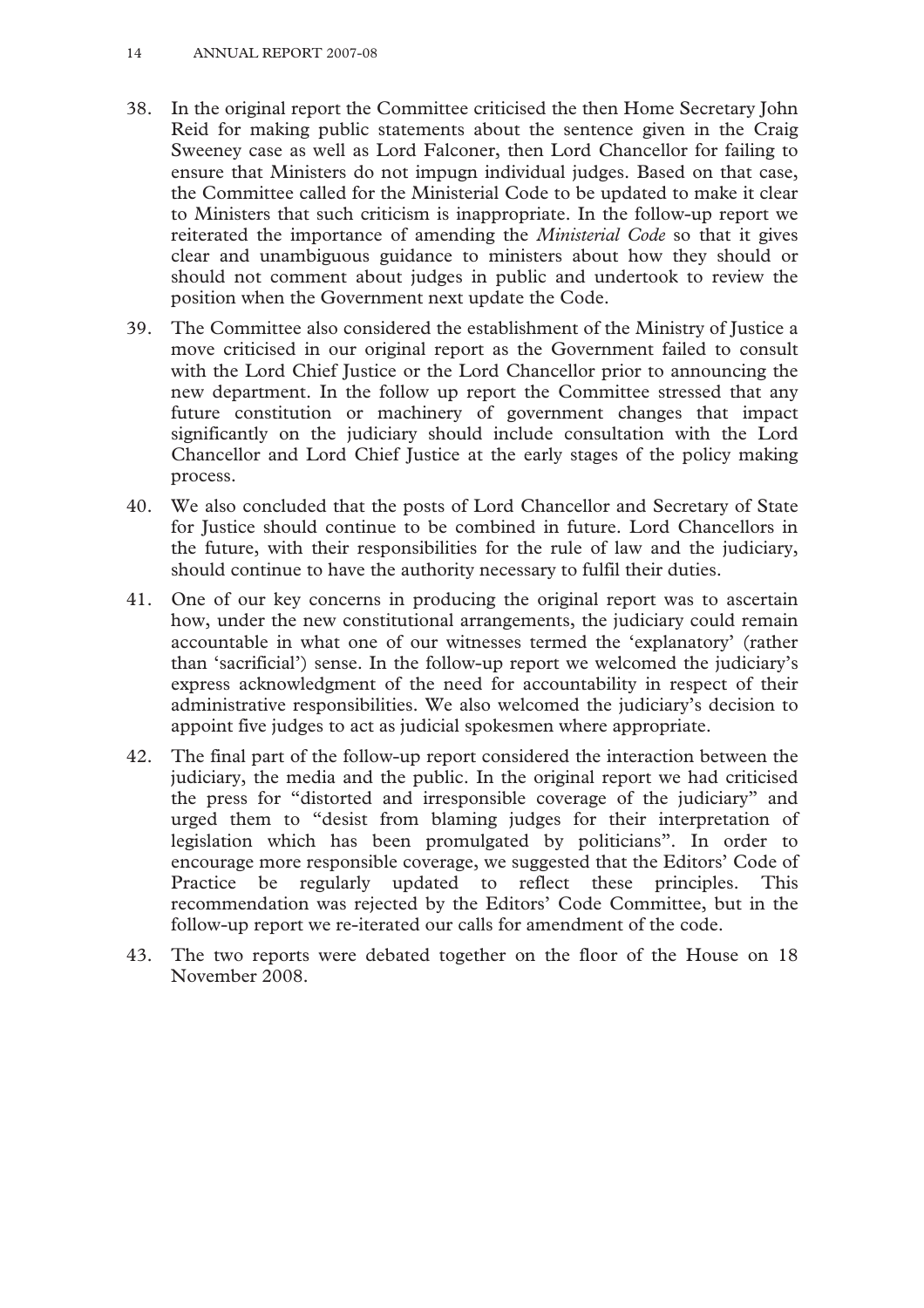38. In the original report the Committee criticised the then Home Secretary John Reid for making public statements about the sentence given in the Craig Sweeney case as well as Lord Falconer, then Lord Chancellor for failing to ensure that Ministers do not impugn individual judges. Based on that case, the Committee called for the Ministerial Code to be updated to make it clear to Ministers that such criticism is inappropriate. In the follow-up report we reiterated the importance of amending the *Ministerial Code* so that it gives clear and unambiguous guidance to ministers about how they should or should not comment about judges in public and undertook to review the position when the Government next update the Code.

39. The Committee also considered the establishment of the Ministry of Justice a move criticised in our original report as the Government failed to consult with the Lord Chief Justice or the Lord Chancellor prior to announcing the new department. In the follow up report the Committee stressed that any future constitution or machinery of government changes that impact significantly on the judiciary should include consultation with the Lord Chancellor and Lord Chief Justice at the early stages of the policy making process.

40. We also concluded that the posts of Lord Chancellor and Secretary of State for Justice should continue to be combined in future. Lord Chancellors in the future, with their responsibilities for the rule of law and the judiciary, should continue to have the authority necessary to fulfil their duties.

41. One of our key concerns in producing the original report was to ascertain how, under the new constitutional arrangements, the judiciary could remain accountable in what one of our witnesses termed the 'explanatory' (rather than 'sacrificial') sense. In the follow-up report we welcomed the judiciary's express acknowledgment of the need for accountability in respect of their administrative responsibilities. We also welcomed the judiciary's decision to appoint five judges to act as judicial spokesmen where appropriate.

42. The final part of the follow-up report considered the interaction between the judiciary, the media and the public. In the original report we had criticised the press for "distorted and irresponsible coverage of the judiciary" and urged them to "desist from blaming judges for their interpretation of legislation which has been promulgated by politicians". In order to encourage more responsible coverage, we suggested that the Editors' Code of Practice be regularly updated to reflect these principles. This recommendation was rejected by the Editors' Code Committee, but in the follow-up report we re-iterated our calls for amendment of the code.

43. The two reports were debated together on the floor of the House on 18 November 2008.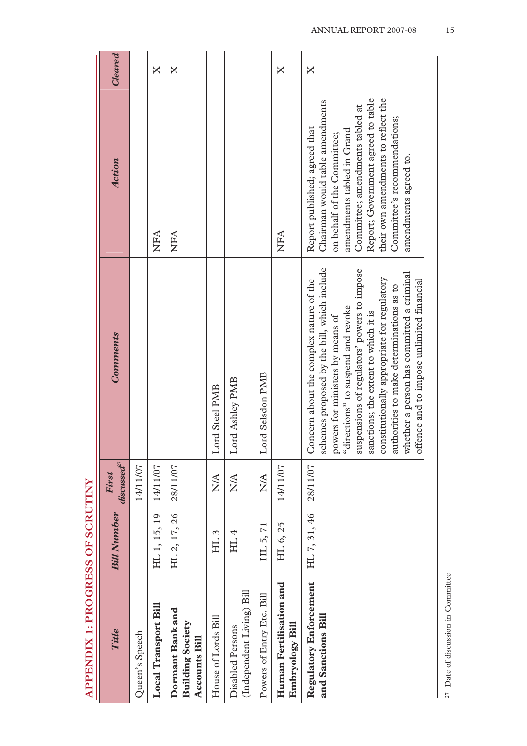## APPENDIX 1: PROGRESS OF SCRUTINY

| *Title* | *Bill Number* | *First discussed*[27] | *Comments* | *Action* | *Cleared* |
|---|---|---|---|---|---|
| Queen's Speech | | 14/11/07 | | | |
| **Local Transport Bill** | HL 1, 15, 19 | 14/11/07 | | NFA | X |
| **Dormant Bank and Building Society Accounts Bill** | HL 2, 17, 26 | 28/11/07 | | NFA | X |
| House of Lords Bill | HL 3 | N/A | Lord Steel PMB | | |
| Disabled Persons (Independent Living) Bill | HL 4 | N/A | Lord Ashley PMB | | |
| Powers of Entry Etc. Bill | HL 5, 71 | N/A | Lord Selsdon PMB | | |
| **Human Fertilisation and Embryology Bill** | HL 6, 25 | 14/11/07 | | NFA | X |
| **Regulatory Enforcement and Sanctions Bill** | HL 7, 31, 46 | 28/11/07 | Concern about the complex nature of the schemes proposed by the bill, which include powers for ministers by means of "directions" to suspend and revoke suspensions of regulators' powers to impose sanctions; the extent to which it is constitutionally appropriate for regulatory authorities to make determinations as to whether a person has committed a criminal offence and to impose unlimited financial | Report published; agreed that Chairman would table amendments on behalf of the Committee; amendments tabled in Grand Committee; amendments tabled at Report; Government agreed to table their own amendments to reflect the Committee's recommendations; amendments agreed to. | X |

[27] Date of discussion in Committee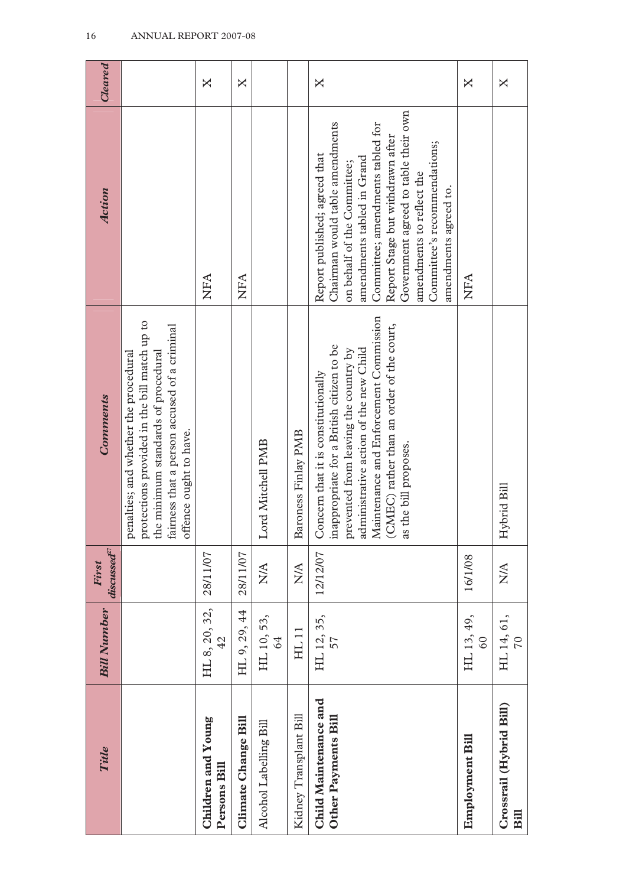| Title | Bill Number | First discussed[27] | Comments | Action | Cleared |
|---|---|---|---|---|---|
| | | | penalties; and whether the procedural protections provided in the bill match up to the minimum standards of procedural fairness that a person accused of a criminal offence ought to have. | | |
| **Children and Young Persons Bill** | HL 8, 20, 32, 42 | 28/11/07 | | NFA | X |
| **Climate Change Bill** | HL 9, 29, 44 | 28/11/07 | | NFA | X |
| Alcohol Labelling Bill | HL 10, 53, 64 | N/A | Lord Mitchell PMB | | |
| Kidney Transplant Bill | HL 11 | N/A | Baroness Finlay PMB | | |
| **Child Maintenance and Other Payments Bill** | HL 12, 35, 57 | 12/12/07 | Concern that it is constitutionally inappropriate for a British citizen to be prevented from leaving the country by administrative action of the new Child Maintenance and Enforcement Commission (CMEC) rather than an order of the court, as the bill proposes. | Report published; agreed that Chairman would table amendments on behalf of the Committee; amendments tabled in Grand Committee; amendments tabled for Report Stage but withdrawn after Government agreed to table their own amendments to reflect the Committee's recommendations; amendments agreed to. | X |
| **Employment Bill** | HL 13, 49, 60 | 16/1/08 | | NFA | X |
| **Crossrail (Hybrid Bill) Bill** | HL 14, 61, 70 | N/A | Hybrid Bill | | X |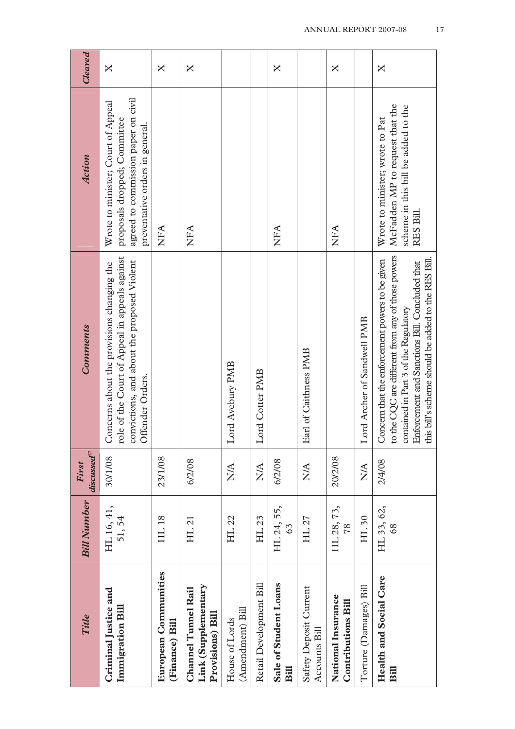| Title | Bill Number | First discussed[27] | Comments | Action | Cleared |
|---|---|---|---|---|---|
| **Criminal Justice and Immigration Bill** | HL 16, 41, 51, 54 | 30/1/08 | Concerns about the provisions changing the role of the Court of Appeal in appeals against convictions, and about the proposed Violent Offender Orders. | Wrote to minister; Court of Appeal proposals dropped; Committee agreed to commission paper on civil preventative orders in general. | X |
| **European Communities (Finance) Bill** | HL 18 | 23/1/08 | | NFA | X |
| **Channel Tunnel Rail Link (Supplementary Provisions) Bill** | HL 21 | 6/2/08 | | NFA | X |
| House of Lords (Amendment) Bill | HL 22 | N/A | Lord Avebury PMB | | |
| Retail Development Bill | HL 23 | N/A | Lord Cotter PMB | | |
| **Sale of Student Loans Bill** | HL 24, 55, 63 | 6/2/08 | | NFA | X |
| Safety Deposit Current Accounts Bill | HL 27 | N/A | Earl of Caithness PMB | | |
| **National Insurance Contributions Bill** | HL 28, 73, 78 | 20/2/08 | | NFA | X |
| Torture (Damages) Bill | HL 30 | N/A | Lord Archer of Sandwell PMB | | |
| **Health and Social Care Bill** | HL 33, 62, 68 | 2/4/08 | Concern that the enforcement powers to be given to the CQC are different from any of those powers contained in Part 3 of the Regulatory Enforcement and Sanctions Bill. Concluded that this bill's scheme should be added to the RES Bill. | Wrote to minister; wrote to Pat McFadden MP to request that the scheme in this bill be added to the RES Bill. | X |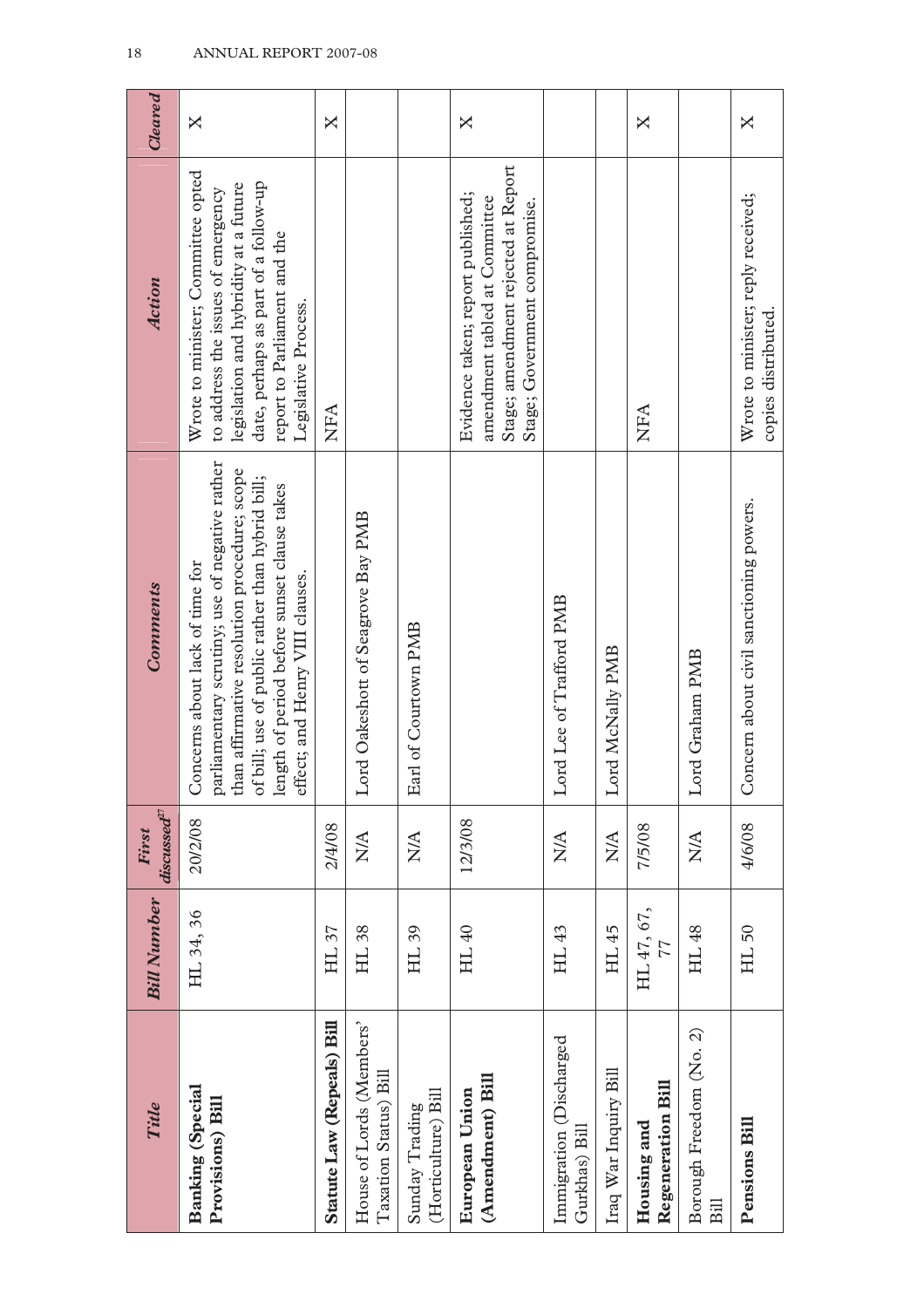| Title | Bill Number | First discussed[27] | Comments | Action | Cleared |
| --- | --- | --- | --- | --- | --- |
| **Banking (Special Provisions) Bill** | HL 34, 36 | 20/2/08 | Concerns about lack of time for parliamentary scrutiny; use of negative rather than affirmative resolution procedure; scope of bill; use of public rather than hybrid bill; length of period before sunset clause takes effect; and Henry VIII clauses. | Wrote to minister; Committee opted to address the issues of emergency legislation and hybridity at a future date, perhaps as part of a follow-up report to Parliament and the Legislative Process. | X |
| **Statute Law (Repeals) Bill** | HL 37 | 2/4/08 | | NFA | X |
| House of Lords (Members' Taxation Status) Bill | HL 38 | N/A | Lord Oakeshott of Seagrove Bay PMB | | |
| Sunday Trading (Horticulture) Bill | HL 39 | N/A | Earl of Courtown PMB | | |
| **European Union (Amendment) Bill** | HL 40 | 12/3/08 | | Evidence taken; report published; amendment tabled at Committee Stage; amendment rejected at Report Stage; Government compromise. | X |
| Immigration (Discharged Gurkhas) Bill | HL 43 | N/A | Lord Lee of Trafford PMB | | |
| Iraq War Inquiry Bill | HL 45 | N/A | Lord McNally PMB | | |
| **Housing and Regeneration Bill** | HL 47, 67, 77 | 7/5/08 | | NFA | X |
| Borough Freedom (No. 2) Bill | HL 48 | N/A | Lord Graham PMB | | |
| **Pensions Bill** | HL 50 | 4/6/08 | Concern about civil sanctioning powers. | Wrote to minister; reply received; copies distributed. | X |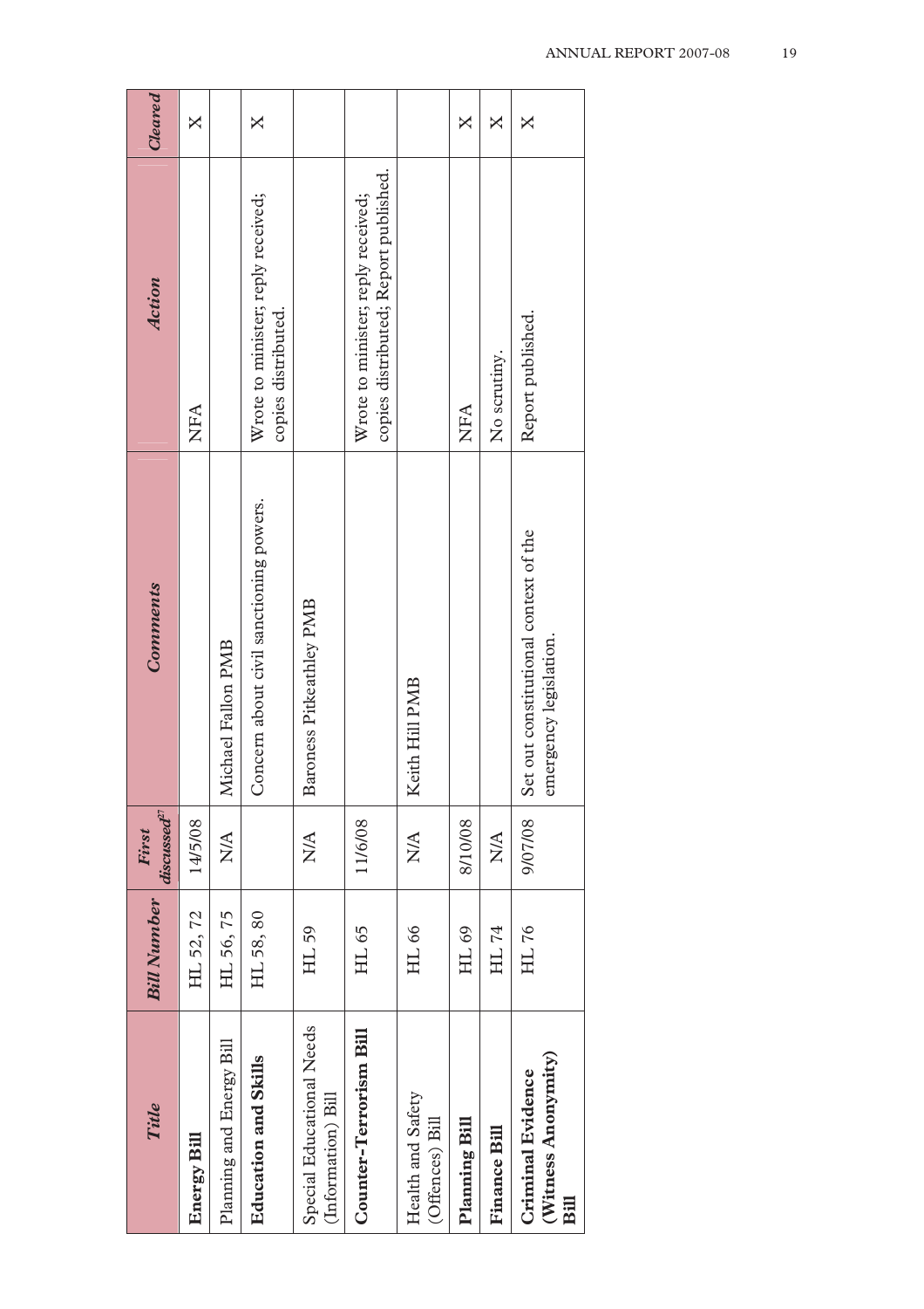| *Title* | *Bill Number* | *First discussed*[27] | *Comments* | *Action* | *Cleared* |
|---|---|---|---|---|---|
| **Energy Bill** | HL 52, 72 | 14/5/08 | | NFA | X |
| Planning and Energy Bill | HL 56, 75 | N/A | Michael Fallon PMB | | |
| **Education and Skills** | HL 58, 80 | | Concern about civil sanctioning powers. | Wrote to minister; reply received; copies distributed. | X |
| Special Educational Needs (Information) Bill | HL 59 | N/A | Baroness Pitkeathley PMB | | |
| **Counter-Terrorism Bill** | HL 65 | 11/6/08 | | Wrote to minister; reply received; copies distributed; Report published. | |
| Health and Safety (Offences) Bill | HL 66 | N/A | Keith Hill PMB | | |
| **Planning Bill** | HL 69 | 8/10/08 | | NFA | X |
| **Finance Bill** | HL 74 | N/A | | No scrutiny. | X |
| **Criminal Evidence (Witness Anonymity) Bill** | HL 76 | 9/07/08 | Set out constitutional context of the emergency legislation. | Report published. | X |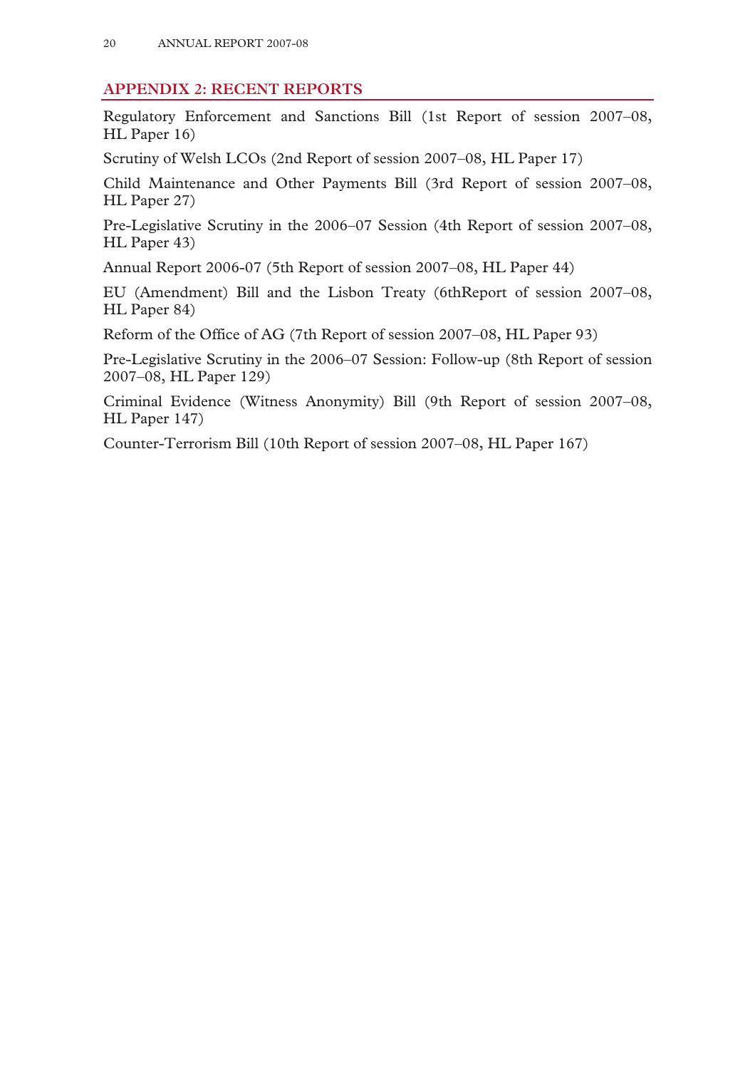## APPENDIX 2: RECENT REPORTS

Regulatory Enforcement and Sanctions Bill (1st Report of session 2007–08, HL Paper 16)

Scrutiny of Welsh LCOs (2nd Report of session 2007–08, HL Paper 17)

Child Maintenance and Other Payments Bill (3rd Report of session 2007–08, HL Paper 27)

Pre-Legislative Scrutiny in the 2006–07 Session (4th Report of session 2007–08, HL Paper 43)

Annual Report 2006-07 (5th Report of session 2007–08, HL Paper 44)

EU (Amendment) Bill and the Lisbon Treaty (6thReport of session 2007–08, HL Paper 84)

Reform of the Office of AG (7th Report of session 2007–08, HL Paper 93)

Pre-Legislative Scrutiny in the 2006–07 Session: Follow-up (8th Report of session 2007–08, HL Paper 129)

Criminal Evidence (Witness Anonymity) Bill (9th Report of session 2007–08, HL Paper 147)

Counter-Terrorism Bill (10th Report of session 2007–08, HL Paper 167)